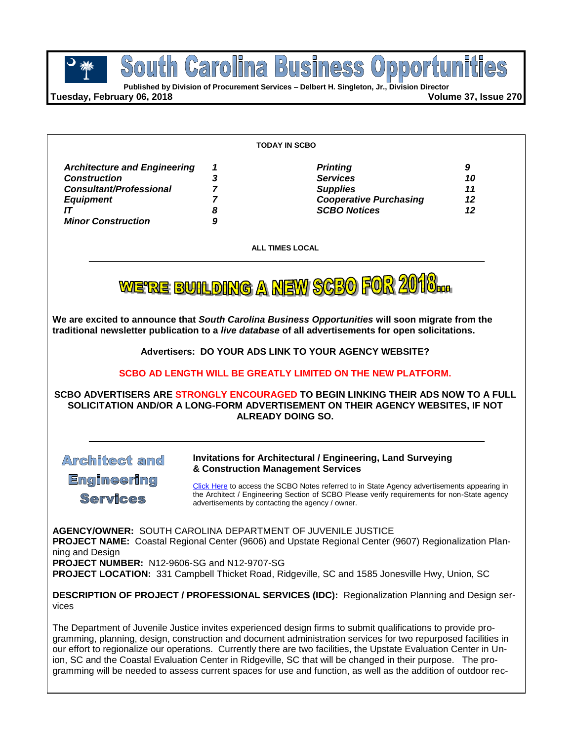# South Carolina Business Opportunities

Published by Division of Procurement Services – Delbert H. Singleton, Jr., Division Director

**Tuesday, February 06, 2018** **Volume 37, Issue 270**

**TODAY IN SCBO**

| | | | |
|---|---|---|---|
| *Architecture and Engineering* | *1* | *Printing* | *9* |
| *Construction* | *3* | *Services* | *10* |
| *Consultant/Professional* | *7* | *Supplies* | *11* |
| *Equipment* | *7* | *Cooperative Purchasing* | *12* |
| *IT* | *8* | *SCBO Notices* | *12* |
| *Minor Construction* | *9* | | |

**ALL TIMES LOCAL**

# WE'RE BUILDING A NEW SCBO FOR 2018...

**We are excited to announce that *South Carolina Business Opportunities* will soon migrate from the traditional newsletter publication to a *live database* of all advertisements for open solicitations.**

**Advertisers: DO YOUR ADS LINK TO YOUR AGENCY WEBSITE?**

**SCBO AD LENGTH WILL BE GREATLY LIMITED ON THE NEW PLATFORM.**

**SCBO ADVERTISERS ARE STRONGLY ENCOURAGED TO BEGIN LINKING THEIR ADS NOW TO A FULL SOLICITATION AND/OR A LONG-FORM ADVERTISEMENT ON THEIR AGENCY WEBSITES, IF NOT ALREADY DOING SO.**

## Architect and Engineering Services

### Invitations for Architectural / Engineering, Land Surveying & Construction Management Services

Click Here to access the SCBO Notes referred to in State Agency advertisements appearing in the Architect / Engineering Section of SCBO Please verify requirements for non-State agency advertisements by contacting the agency / owner.

**AGENCY/OWNER:** SOUTH CAROLINA DEPARTMENT OF JUVENILE JUSTICE
**PROJECT NAME:** Coastal Regional Center (9606) and Upstate Regional Center (9607) Regionalization Planning and Design
**PROJECT NUMBER:** N12-9606-SG and N12-9707-SG
**PROJECT LOCATION:** 331 Campbell Thicket Road, Ridgeville, SC and 1585 Jonesville Hwy, Union, SC

**DESCRIPTION OF PROJECT / PROFESSIONAL SERVICES (IDC):** Regionalization Planning and Design services

The Department of Juvenile Justice invites experienced design firms to submit qualifications to provide programming, planning, design, construction and document administration services for two repurposed facilities in our effort to regionalize our operations. Currently there are two facilities, the Upstate Evaluation Center in Union, SC and the Coastal Evaluation Center in Ridgeville, SC that will be changed in their purpose. The programming will be needed to assess current spaces for use and function, as well as the addition of outdoor rec-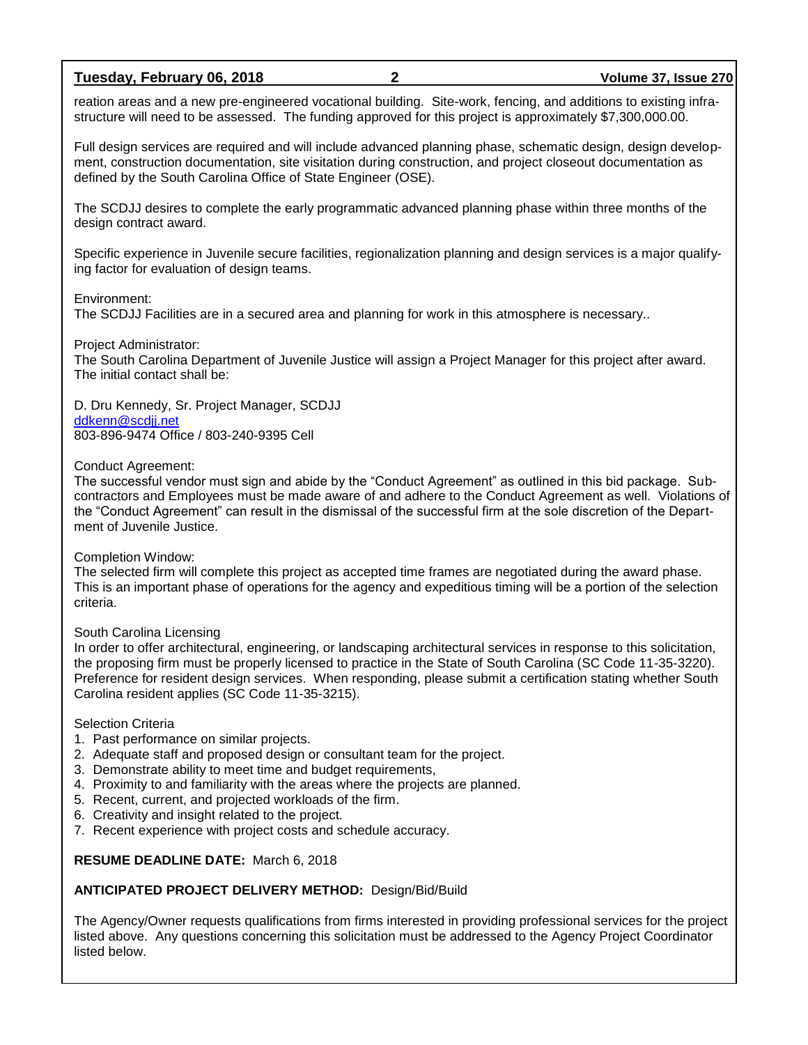reation areas and a new pre-engineered vocational building. Site-work, fencing, and additions to existing infrastructure will need to be assessed. The funding approved for this project is approximately $7,300,000.00.

Full design services are required and will include advanced planning phase, schematic design, design development, construction documentation, site visitation during construction, and project closeout documentation as defined by the South Carolina Office of State Engineer (OSE).

The SCDJJ desires to complete the early programmatic advanced planning phase within three months of the design contract award.

Specific experience in Juvenile secure facilities, regionalization planning and design services is a major qualifying factor for evaluation of design teams.

Environment:
The SCDJJ Facilities are in a secured area and planning for work in this atmosphere is necessary..

Project Administrator:
The South Carolina Department of Juvenile Justice will assign a Project Manager for this project after award. The initial contact shall be:

D. Dru Kennedy, Sr. Project Manager, SCDJJ
ddkenn@scdjj.net
803-896-9474 Office / 803-240-9395 Cell

Conduct Agreement:
The successful vendor must sign and abide by the "Conduct Agreement" as outlined in this bid package. Subcontractors and Employees must be made aware of and adhere to the Conduct Agreement as well. Violations of the "Conduct Agreement" can result in the dismissal of the successful firm at the sole discretion of the Department of Juvenile Justice.

Completion Window:
The selected firm will complete this project as accepted time frames are negotiated during the award phase. This is an important phase of operations for the agency and expeditious timing will be a portion of the selection criteria.

South Carolina Licensing
In order to offer architectural, engineering, or landscaping architectural services in response to this solicitation, the proposing firm must be properly licensed to practice in the State of South Carolina (SC Code 11-35-3220). Preference for resident design services. When responding, please submit a certification stating whether South Carolina resident applies (SC Code 11-35-3215).

Selection Criteria
1. Past performance on similar projects.
2. Adequate staff and proposed design or consultant team for the project.
3. Demonstrate ability to meet time and budget requirements,
4. Proximity to and familiarity with the areas where the projects are planned.
5. Recent, current, and projected workloads of the firm.
6. Creativity and insight related to the project.
7. Recent experience with project costs and schedule accuracy.

**RESUME DEADLINE DATE:** March 6, 2018

**ANTICIPATED PROJECT DELIVERY METHOD:** Design/Bid/Build

The Agency/Owner requests qualifications from firms interested in providing professional services for the project listed above. Any questions concerning this solicitation must be addressed to the Agency Project Coordinator listed below.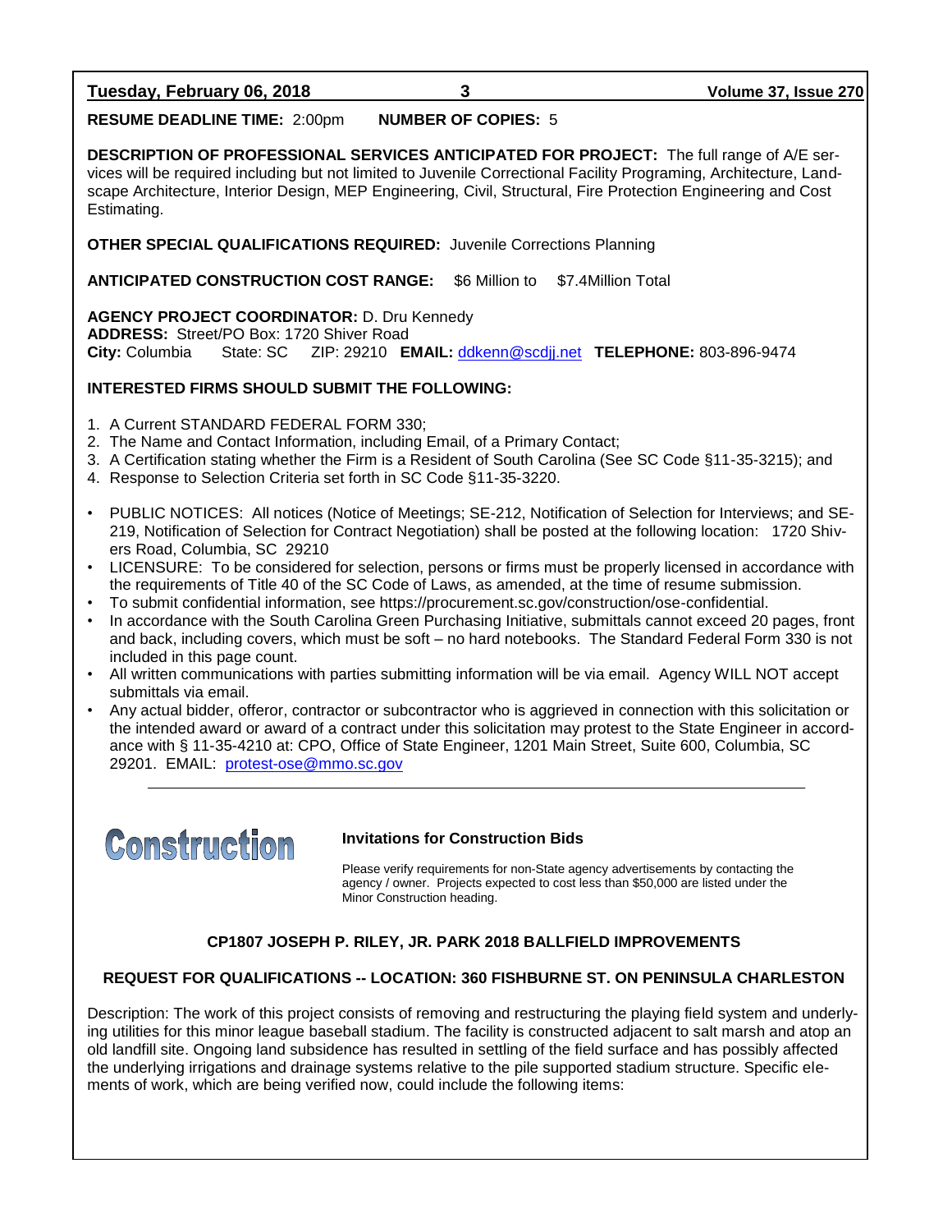**RESUME DEADLINE TIME:** 2:00pm **NUMBER OF COPIES:** 5

**DESCRIPTION OF PROFESSIONAL SERVICES ANTICIPATED FOR PROJECT:** The full range of A/E services will be required including but not limited to Juvenile Correctional Facility Programing, Architecture, Landscape Architecture, Interior Design, MEP Engineering, Civil, Structural, Fire Protection Engineering and Cost Estimating.

**OTHER SPECIAL QUALIFICATIONS REQUIRED:** Juvenile Corrections Planning

**ANTICIPATED CONSTRUCTION COST RANGE:** $6 Million to $7.4Million Total

**AGENCY PROJECT COORDINATOR:** D. Dru Kennedy
**ADDRESS:** Street/PO Box: 1720 Shiver Road
**City:** Columbia State: SC ZIP: 29210 **EMAIL:** ddkenn@scdjj.net **TELEPHONE:** 803-896-9474

**INTERESTED FIRMS SHOULD SUBMIT THE FOLLOWING:**

1. A Current STANDARD FEDERAL FORM 330;
2. The Name and Contact Information, including Email, of a Primary Contact;
3. A Certification stating whether the Firm is a Resident of South Carolina (See SC Code §11-35-3215); and
4. Response to Selection Criteria set forth in SC Code §11-35-3220.

- PUBLIC NOTICES: All notices (Notice of Meetings; SE-212, Notification of Selection for Interviews; and SE-219, Notification of Selection for Contract Negotiation) shall be posted at the following location: 1720 Shivers Road, Columbia, SC 29210
- LICENSURE: To be considered for selection, persons or firms must be properly licensed in accordance with the requirements of Title 40 of the SC Code of Laws, as amended, at the time of resume submission.
- To submit confidential information, see https://procurement.sc.gov/construction/ose-confidential.
- In accordance with the South Carolina Green Purchasing Initiative, submittals cannot exceed 20 pages, front and back, including covers, which must be soft – no hard notebooks. The Standard Federal Form 330 is not included in this page count.
- All written communications with parties submitting information will be via email. Agency WILL NOT accept submittals via email.
- Any actual bidder, offeror, contractor or subcontractor who is aggrieved in connection with this solicitation or the intended award or award of a contract under this solicitation may protest to the State Engineer in accordance with § 11-35-4210 at: CPO, Office of State Engineer, 1201 Main Street, Suite 600, Columbia, SC 29201. EMAIL: protest-ose@mmo.sc.gov

---

# Construction

### Invitations for Construction Bids

Please verify requirements for non-State agency advertisements by contacting the agency / owner. Projects expected to cost less than $50,000 are listed under the Minor Construction heading.

**CP1807 JOSEPH P. RILEY, JR. PARK 2018 BALLFIELD IMPROVEMENTS**

**REQUEST FOR QUALIFICATIONS -- LOCATION: 360 FISHBURNE ST. ON PENINSULA CHARLESTON**

Description: The work of this project consists of removing and restructuring the playing field system and underlying utilities for this minor league baseball stadium. The facility is constructed adjacent to salt marsh and atop an old landfill site. Ongoing land subsidence has resulted in settling of the field surface and has possibly affected the underlying irrigations and drainage systems relative to the pile supported stadium structure. Specific elements of work, which are being verified now, could include the following items: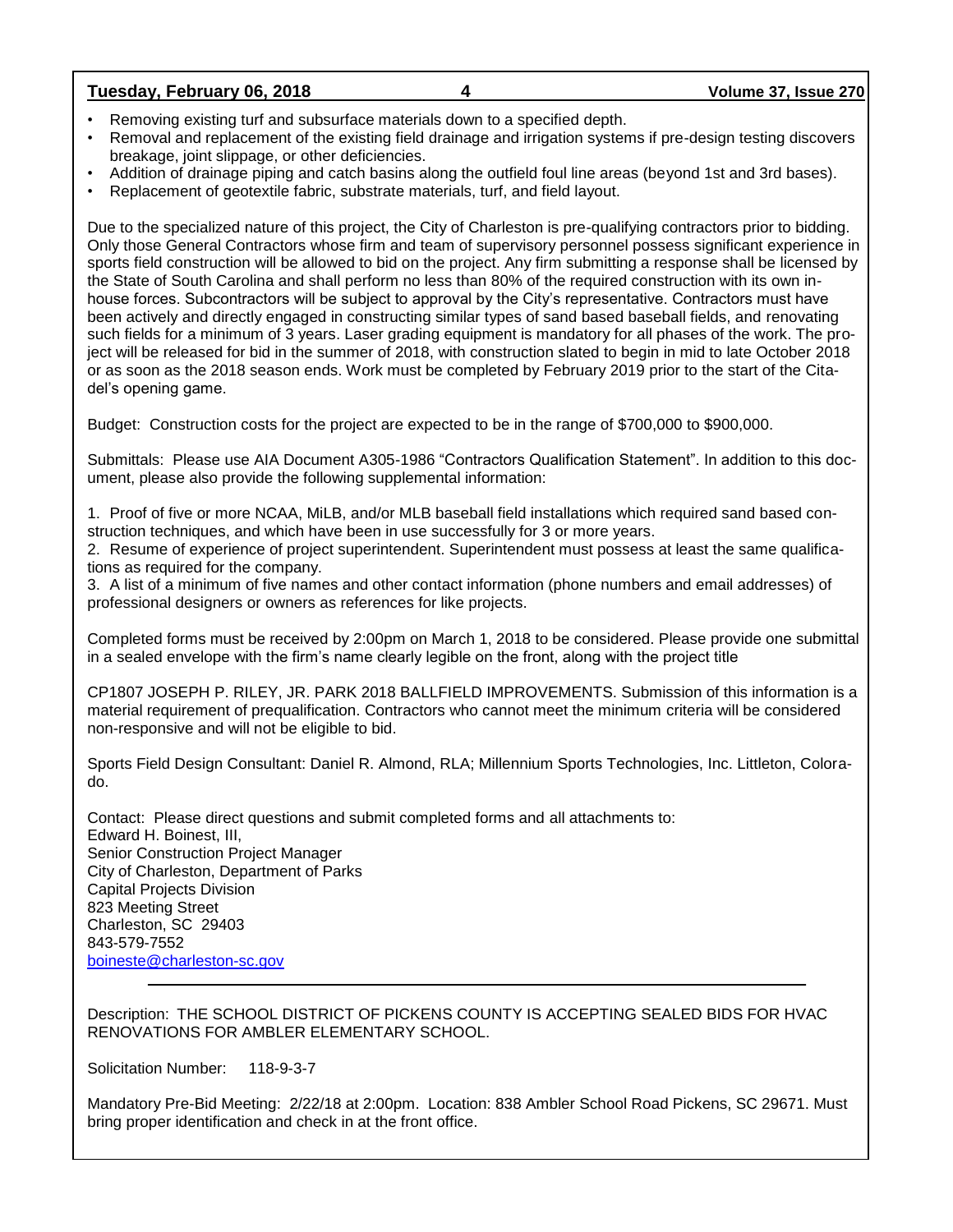- Removing existing turf and subsurface materials down to a specified depth.
- Removal and replacement of the existing field drainage and irrigation systems if pre-design testing discovers breakage, joint slippage, or other deficiencies.
- Addition of drainage piping and catch basins along the outfield foul line areas (beyond 1st and 3rd bases).
- Replacement of geotextile fabric, substrate materials, turf, and field layout.

Due to the specialized nature of this project, the City of Charleston is pre-qualifying contractors prior to bidding. Only those General Contractors whose firm and team of supervisory personnel possess significant experience in sports field construction will be allowed to bid on the project. Any firm submitting a response shall be licensed by the State of South Carolina and shall perform no less than 80% of the required construction with its own in-house forces. Subcontractors will be subject to approval by the City's representative. Contractors must have been actively and directly engaged in constructing similar types of sand based baseball fields, and renovating such fields for a minimum of 3 years. Laser grading equipment is mandatory for all phases of the work. The project will be released for bid in the summer of 2018, with construction slated to begin in mid to late October 2018 or as soon as the 2018 season ends. Work must be completed by February 2019 prior to the start of the Citadel's opening game.

Budget: Construction costs for the project are expected to be in the range of $700,000 to $900,000.

Submittals: Please use AIA Document A305-1986 "Contractors Qualification Statement". In addition to this document, please also provide the following supplemental information:

1. Proof of five or more NCAA, MiLB, and/or MLB baseball field installations which required sand based construction techniques, and which have been in use successfully for 3 or more years.
2. Resume of experience of project superintendent. Superintendent must possess at least the same qualifications as required for the company.
3. A list of a minimum of five names and other contact information (phone numbers and email addresses) of professional designers or owners as references for like projects.

Completed forms must be received by 2:00pm on March 1, 2018 to be considered. Please provide one submittal in a sealed envelope with the firm's name clearly legible on the front, along with the project title

CP1807 JOSEPH P. RILEY, JR. PARK 2018 BALLFIELD IMPROVEMENTS. Submission of this information is a material requirement of prequalification. Contractors who cannot meet the minimum criteria will be considered non-responsive and will not be eligible to bid.

Sports Field Design Consultant: Daniel R. Almond, RLA; Millennium Sports Technologies, Inc. Littleton, Colorado.

Contact: Please direct questions and submit completed forms and all attachments to:
Edward H. Boinest, III,
Senior Construction Project Manager
City of Charleston, Department of Parks
Capital Projects Division
823 Meeting Street
Charleston, SC 29403
843-579-7552
boineste@charleston-sc.gov

---

Description: THE SCHOOL DISTRICT OF PICKENS COUNTY IS ACCEPTING SEALED BIDS FOR HVAC RENOVATIONS FOR AMBLER ELEMENTARY SCHOOL.

Solicitation Number: 118-9-3-7

Mandatory Pre-Bid Meeting: 2/22/18 at 2:00pm. Location: 838 Ambler School Road Pickens, SC 29671. Must bring proper identification and check in at the front office.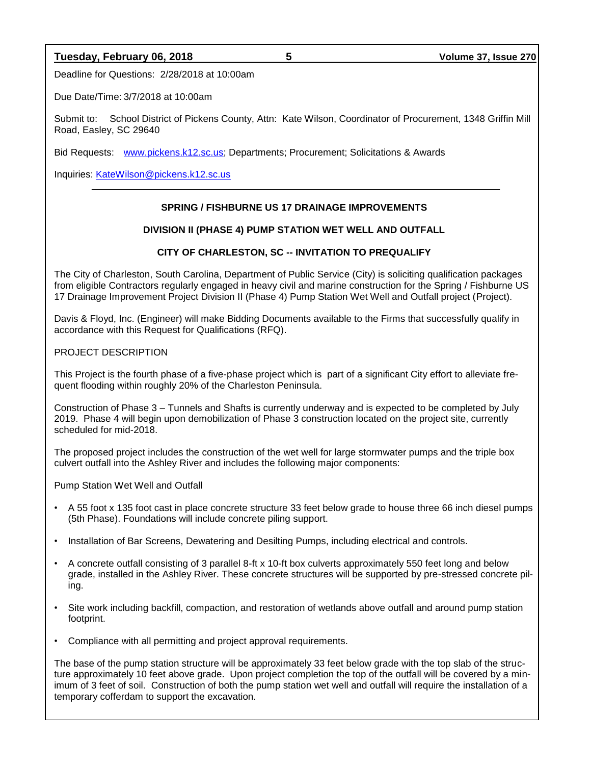Deadline for Questions: 2/28/2018 at 10:00am

Due Date/Time: 3/7/2018 at 10:00am

Submit to: School District of Pickens County, Attn: Kate Wilson, Coordinator of Procurement, 1348 Griffin Mill Road, Easley, SC 29640

Bid Requests: www.pickens.k12.sc.us; Departments; Procurement; Solicitations & Awards

Inquiries: KateWilson@pickens.k12.sc.us

---

**SPRING / FISHBURNE US 17 DRAINAGE IMPROVEMENTS**

**DIVISION II (PHASE 4) PUMP STATION WET WELL AND OUTFALL**

**CITY OF CHARLESTON, SC -- INVITATION TO PREQUALIFY**

The City of Charleston, South Carolina, Department of Public Service (City) is soliciting qualification packages from eligible Contractors regularly engaged in heavy civil and marine construction for the Spring / Fishburne US 17 Drainage Improvement Project Division II (Phase 4) Pump Station Wet Well and Outfall project (Project).

Davis & Floyd, Inc. (Engineer) will make Bidding Documents available to the Firms that successfully qualify in accordance with this Request for Qualifications (RFQ).

PROJECT DESCRIPTION

This Project is the fourth phase of a five-phase project which is part of a significant City effort to alleviate frequent flooding within roughly 20% of the Charleston Peninsula.

Construction of Phase 3 – Tunnels and Shafts is currently underway and is expected to be completed by July 2019. Phase 4 will begin upon demobilization of Phase 3 construction located on the project site, currently scheduled for mid-2018.

The proposed project includes the construction of the wet well for large stormwater pumps and the triple box culvert outfall into the Ashley River and includes the following major components:

Pump Station Wet Well and Outfall

- A 55 foot x 135 foot cast in place concrete structure 33 feet below grade to house three 66 inch diesel pumps (5th Phase). Foundations will include concrete piling support.
- Installation of Bar Screens, Dewatering and Desilting Pumps, including electrical and controls.
- A concrete outfall consisting of 3 parallel 8-ft x 10-ft box culverts approximately 550 feet long and below grade, installed in the Ashley River. These concrete structures will be supported by pre-stressed concrete piling.
- Site work including backfill, compaction, and restoration of wetlands above outfall and around pump station footprint.
- Compliance with all permitting and project approval requirements.

The base of the pump station structure will be approximately 33 feet below grade with the top slab of the structure approximately 10 feet above grade. Upon project completion the top of the outfall will be covered by a minimum of 3 feet of soil. Construction of both the pump station wet well and outfall will require the installation of a temporary cofferdam to support the excavation.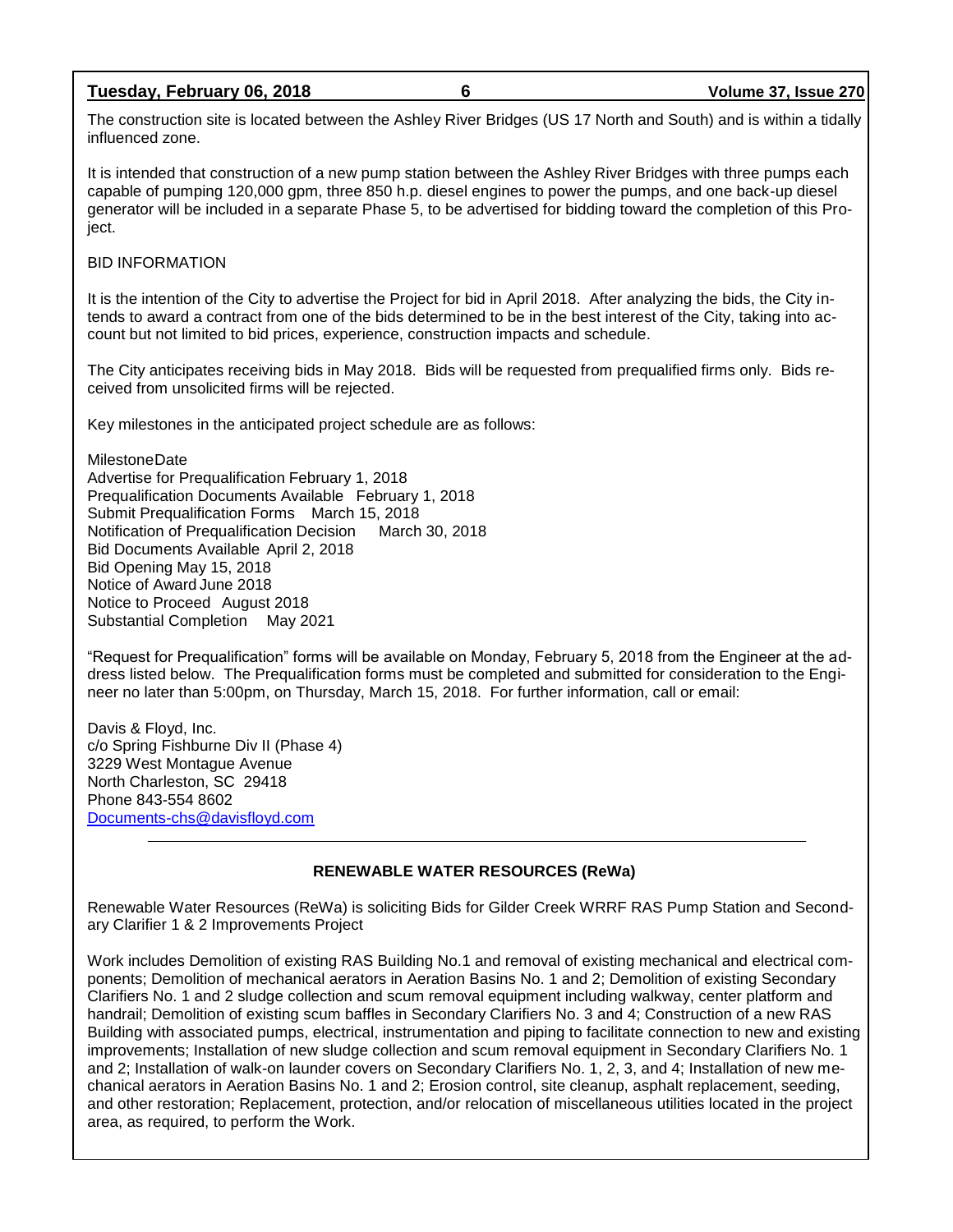The construction site is located between the Ashley River Bridges (US 17 North and South) and is within a tidally influenced zone.

It is intended that construction of a new pump station between the Ashley River Bridges with three pumps each capable of pumping 120,000 gpm, three 850 h.p. diesel engines to power the pumps, and one back-up diesel generator will be included in a separate Phase 5, to be advertised for bidding toward the completion of this Project.

BID INFORMATION

It is the intention of the City to advertise the Project for bid in April 2018. After analyzing the bids, the City intends to award a contract from one of the bids determined to be in the best interest of the City, taking into account but not limited to bid prices, experience, construction impacts and schedule.

The City anticipates receiving bids in May 2018. Bids will be requested from prequalified firms only. Bids received from unsolicited firms will be rejected.

Key milestones in the anticipated project schedule are as follows:

| Milestone | Date |
| --- | --- |
| Advertise for Prequalification | February 1, 2018 |
| Prequalification Documents Available | February 1, 2018 |
| Submit Prequalification Forms | March 15, 2018 |
| Notification of Prequalification Decision | March 30, 2018 |
| Bid Documents Available | April 2, 2018 |
| Bid Opening | May 15, 2018 |
| Notice of Award | June 2018 |
| Notice to Proceed | August 2018 |
| Substantial Completion | May 2021 |

"Request for Prequalification" forms will be available on Monday, February 5, 2018 from the Engineer at the address listed below. The Prequalification forms must be completed and submitted for consideration to the Engineer no later than 5:00pm, on Thursday, March 15, 2018. For further information, call or email:

Davis & Floyd, Inc.
c/o Spring Fishburne Div II (Phase 4)
3229 West Montague Avenue
North Charleston, SC 29418
Phone 843-554 8602
Documents-chs@davisfloyd.com

---

## RENEWABLE WATER RESOURCES (ReWa)

Renewable Water Resources (ReWa) is soliciting Bids for Gilder Creek WRRF RAS Pump Station and Secondary Clarifier 1 & 2 Improvements Project

Work includes Demolition of existing RAS Building No.1 and removal of existing mechanical and electrical components; Demolition of mechanical aerators in Aeration Basins No. 1 and 2; Demolition of existing Secondary Clarifiers No. 1 and 2 sludge collection and scum removal equipment including walkway, center platform and handrail; Demolition of existing scum baffles in Secondary Clarifiers No. 3 and 4; Construction of a new RAS Building with associated pumps, electrical, instrumentation and piping to facilitate connection to new and existing improvements; Installation of new sludge collection and scum removal equipment in Secondary Clarifiers No. 1 and 2; Installation of walk-on launder covers on Secondary Clarifiers No. 1, 2, 3, and 4; Installation of new mechanical aerators in Aeration Basins No. 1 and 2; Erosion control, site cleanup, asphalt replacement, seeding, and other restoration; Replacement, protection, and/or relocation of miscellaneous utilities located in the project area, as required, to perform the Work.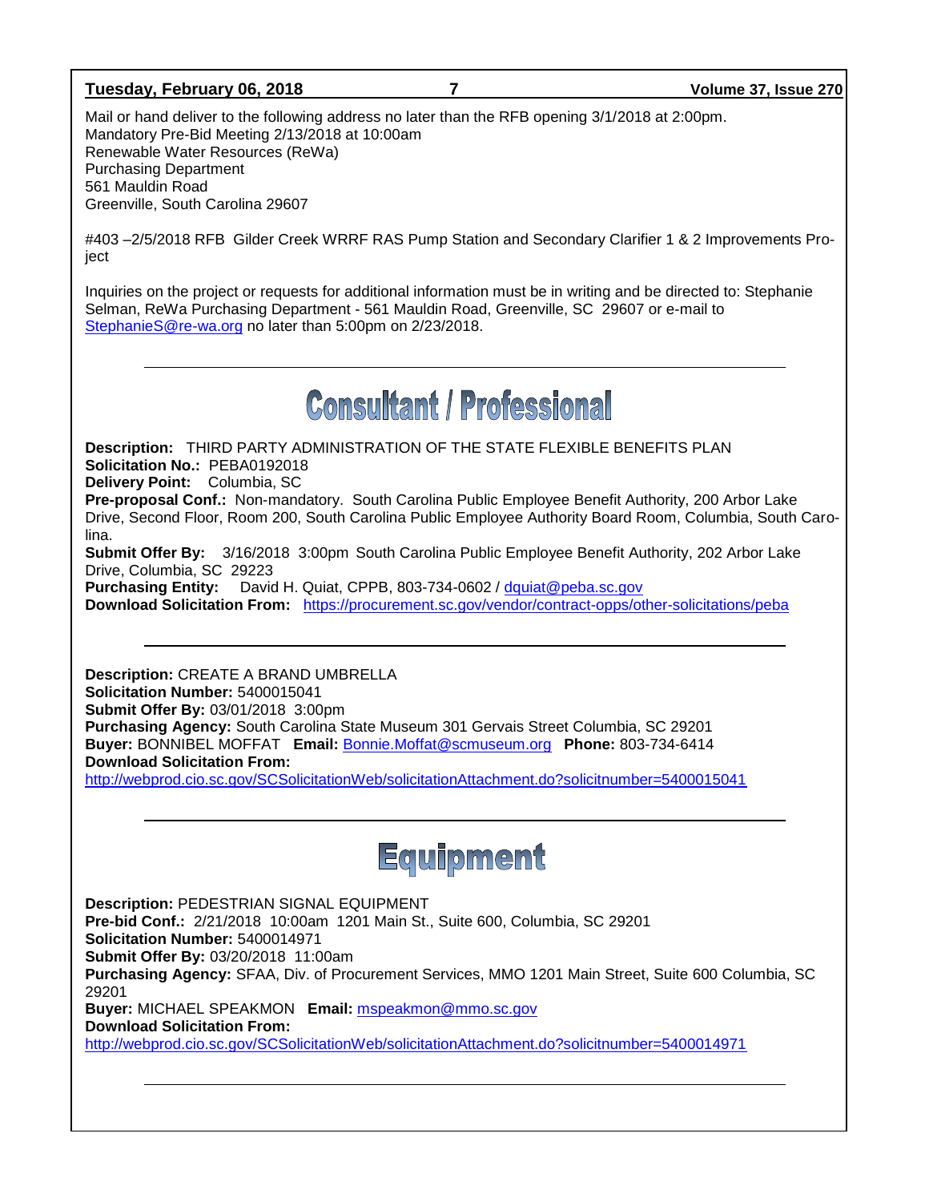Mail or hand deliver to the following address no later than the RFB opening 3/1/2018 at 2:00pm.
Mandatory Pre-Bid Meeting 2/13/2018 at 10:00am
Renewable Water Resources (ReWa)
Purchasing Department
561 Mauldin Road
Greenville, South Carolina 29607

#403 –2/5/2018 RFB Gilder Creek WRRF RAS Pump Station and Secondary Clarifier 1 & 2 Improvements Project

Inquiries on the project or requests for additional information must be in writing and be directed to: Stephanie Selman, ReWa Purchasing Department - 561 Mauldin Road, Greenville, SC 29607 or e-mail to StephanieS@re-wa.org no later than 5:00pm on 2/23/2018.

---

# Consultant / Professional

**Description:** THIRD PARTY ADMINISTRATION OF THE STATE FLEXIBLE BENEFITS PLAN
**Solicitation No.:** PEBA0192018
**Delivery Point:** Columbia, SC
**Pre-proposal Conf.:** Non-mandatory. South Carolina Public Employee Benefit Authority, 200 Arbor Lake Drive, Second Floor, Room 200, South Carolina Public Employee Authority Board Room, Columbia, South Carolina.
**Submit Offer By:** 3/16/2018 3:00pm South Carolina Public Employee Benefit Authority, 202 Arbor Lake Drive, Columbia, SC 29223
**Purchasing Entity:** David H. Quiat, CPPB, 803-734-0602 / dquiat@peba.sc.gov
**Download Solicitation From:** https://procurement.sc.gov/vendor/contract-opps/other-solicitations/peba

---

**Description:** CREATE A BRAND UMBRELLA
**Solicitation Number:** 5400015041
**Submit Offer By:** 03/01/2018 3:00pm
**Purchasing Agency:** South Carolina State Museum 301 Gervais Street Columbia, SC 29201
**Buyer:** BONNIBEL MOFFAT **Email:** Bonnie.Moffat@scmuseum.org **Phone:** 803-734-6414
**Download Solicitation From:**
http://webprod.cio.sc.gov/SCSolicitationWeb/solicitationAttachment.do?solicitnumber=5400015041

---

# Equipment

**Description:** PEDESTRIAN SIGNAL EQUIPMENT
**Pre-bid Conf.:** 2/21/2018 10:00am 1201 Main St., Suite 600, Columbia, SC 29201
**Solicitation Number:** 5400014971
**Submit Offer By:** 03/20/2018 11:00am
**Purchasing Agency:** SFAA, Div. of Procurement Services, MMO 1201 Main Street, Suite 600 Columbia, SC 29201
**Buyer:** MICHAEL SPEAKMON **Email:** mspeakmon@mmo.sc.gov
**Download Solicitation From:**
http://webprod.cio.sc.gov/SCSolicitationWeb/solicitationAttachment.do?solicitnumber=5400014971

---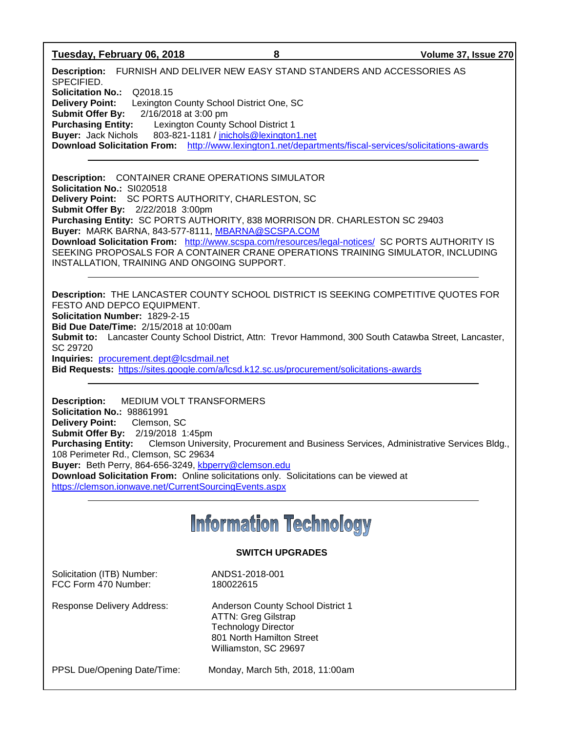**Description:** FURNISH AND DELIVER NEW EASY STAND STANDERS AND ACCESSORIES AS SPECIFIED.
**Solicitation No.:** Q2018.15
**Delivery Point:** Lexington County School District One, SC
**Submit Offer By:** 2/16/2018 at 3:00 pm
**Purchasing Entity:** Lexington County School District 1
**Buyer:** Jack Nichols 803-821-1181 / jnichols@lexington1.net
**Download Solicitation From:** http://www.lexington1.net/departments/fiscal-services/solicitations-awards

---

**Description:** CONTAINER CRANE OPERATIONS SIMULATOR
**Solicitation No.:** SI020518
**Delivery Point:** SC PORTS AUTHORITY, CHARLESTON, SC
**Submit Offer By:** 2/22/2018 3:00pm
**Purchasing Entity:** SC PORTS AUTHORITY, 838 MORRISON DR. CHARLESTON SC 29403
**Buyer:** MARK BARNA, 843-577-8111, MBARNA@SCSPA.COM
**Download Solicitation From:** http://www.scspa.com/resources/legal-notices/ SC PORTS AUTHORITY IS SEEKING PROPOSALS FOR A CONTAINER CRANE OPERATIONS TRAINING SIMULATOR, INCLUDING INSTALLATION, TRAINING AND ONGOING SUPPORT.

---

**Description:** THE LANCASTER COUNTY SCHOOL DISTRICT IS SEEKING COMPETITIVE QUOTES FOR FESTO AND DEPCO EQUIPMENT.
**Solicitation Number:** 1829-2-15
**Bid Due Date/Time:** 2/15/2018 at 10:00am
**Submit to:** Lancaster County School District, Attn: Trevor Hammond, 300 South Catawba Street, Lancaster, SC 29720
**Inquiries:** procurement.dept@lcsdmail.net
**Bid Requests:** https://sites.google.com/a/lcsd.k12.sc.us/procurement/solicitations-awards

---

**Description:** MEDIUM VOLT TRANSFORMERS
**Solicitation No.:** 98861991
**Delivery Point:** Clemson, SC
**Submit Offer By:** 2/19/2018 1:45pm
**Purchasing Entity:** Clemson University, Procurement and Business Services, Administrative Services Bldg., 108 Perimeter Rd., Clemson, SC 29634
**Buyer:** Beth Perry, 864-656-3249, kbperry@clemson.edu
**Download Solicitation From:** Online solicitations only. Solicitations can be viewed at https://clemson.ionwave.net/CurrentSourcingEvents.aspx

---

# Information Technology

**SWITCH UPGRADES**

Solicitation (ITB) Number: ANDS1-2018-001
FCC Form 470 Number: 180022615

Response Delivery Address:
Anderson County School District 1
ATTN: Greg Gilstrap
Technology Director
801 North Hamilton Street
Williamston, SC 29697

PPSL Due/Opening Date/Time: Monday, March 5th, 2018, 11:00am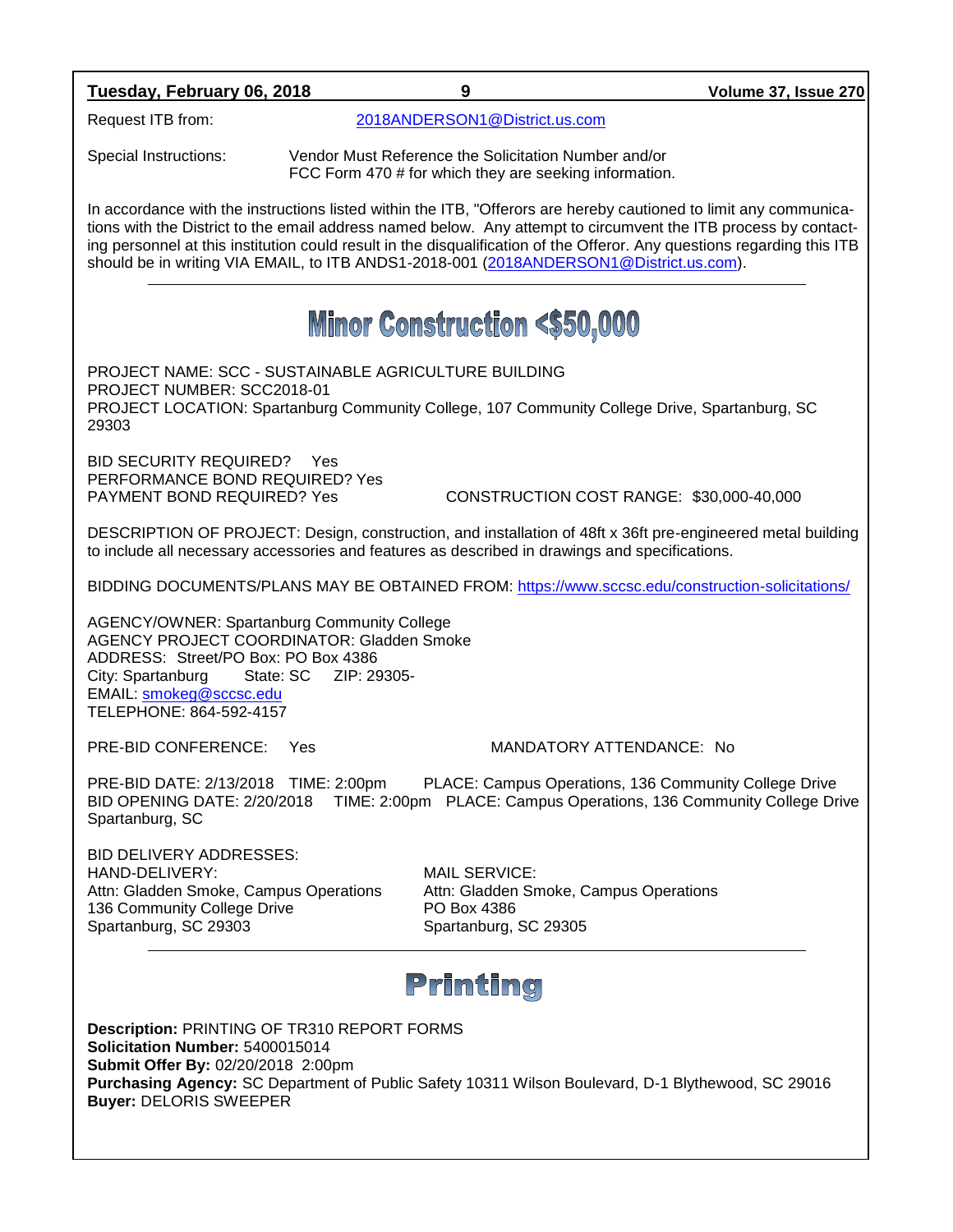Request ITB from: 2018ANDERSON1@District.us.com

Special Instructions: Vendor Must Reference the Solicitation Number and/or FCC Form 470 # for which they are seeking information.

In accordance with the instructions listed within the ITB, "Offerors are hereby cautioned to limit any communications with the District to the email address named below. Any attempt to circumvent the ITB process by contacting personnel at this institution could result in the disqualification of the Offeror. Any questions regarding this ITB should be in writing VIA EMAIL, to ITB ANDS1-2018-001 (2018ANDERSON1@District.us.com).

---

# Minor Construction <$50,000

PROJECT NAME: SCC - SUSTAINABLE AGRICULTURE BUILDING
PROJECT NUMBER: SCC2018-01
PROJECT LOCATION: Spartanburg Community College, 107 Community College Drive, Spartanburg, SC 29303

BID SECURITY REQUIRED? Yes
PERFORMANCE BOND REQUIRED? Yes
PAYMENT BOND REQUIRED? Yes
CONSTRUCTION COST RANGE: $30,000-40,000

DESCRIPTION OF PROJECT: Design, construction, and installation of 48ft x 36ft pre-engineered metal building to include all necessary accessories and features as described in drawings and specifications.

BIDDING DOCUMENTS/PLANS MAY BE OBTAINED FROM: https://www.sccsc.edu/construction-solicitations/

AGENCY/OWNER: Spartanburg Community College
AGENCY PROJECT COORDINATOR: Gladden Smoke
ADDRESS: Street/PO Box: PO Box 4386
City: Spartanburg State: SC ZIP: 29305-
EMAIL: smokeg@sccsc.edu
TELEPHONE: 864-592-4157

PRE-BID CONFERENCE: Yes
MANDATORY ATTENDANCE: No

PRE-BID DATE: 2/13/2018 TIME: 2:00pm PLACE: Campus Operations, 136 Community College Drive
BID OPENING DATE: 2/20/2018 TIME: 2:00pm PLACE: Campus Operations, 136 Community College Drive Spartanburg, SC

BID DELIVERY ADDRESSES:

HAND-DELIVERY:
Attn: Gladden Smoke, Campus Operations
136 Community College Drive
Spartanburg, SC 29303

MAIL SERVICE:
Attn: Gladden Smoke, Campus Operations
PO Box 4386
Spartanburg, SC 29305

---

# Printing

**Description:** PRINTING OF TR310 REPORT FORMS
**Solicitation Number:** 5400015014
**Submit Offer By:** 02/20/2018 2:00pm
**Purchasing Agency:** SC Department of Public Safety 10311 Wilson Boulevard, D-1 Blythewood, SC 29016
**Buyer:** DELORIS SWEEPER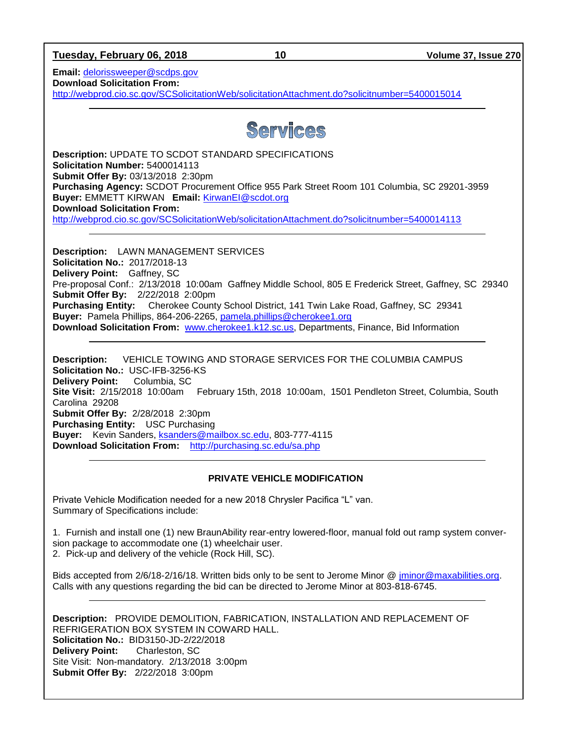**Email:** delorissweeper@scdps.gov
**Download Solicitation From:**
http://webprod.cio.sc.gov/SCSolicitationWeb/solicitationAttachment.do?solicitnumber=5400015014

---

# Services

**Description:** UPDATE TO SCDOT STANDARD SPECIFICATIONS
**Solicitation Number:** 5400014113
**Submit Offer By:** 03/13/2018 2:30pm
**Purchasing Agency:** SCDOT Procurement Office 955 Park Street Room 101 Columbia, SC 29201-3959
**Buyer:** EMMETT KIRWAN **Email:** KirwanEI@scdot.org
**Download Solicitation From:**
http://webprod.cio.sc.gov/SCSolicitationWeb/solicitationAttachment.do?solicitnumber=5400014113

---

**Description:** LAWN MANAGEMENT SERVICES
**Solicitation No.:** 2017/2018-13
**Delivery Point:** Gaffney, SC
Pre-proposal Conf.: 2/13/2018 10:00am Gaffney Middle School, 805 E Frederick Street, Gaffney, SC 29340
**Submit Offer By:** 2/22/2018 2:00pm
**Purchasing Entity:** Cherokee County School District, 141 Twin Lake Road, Gaffney, SC 29341
**Buyer:** Pamela Phillips, 864-206-2265, pamela.phillips@cherokee1.org
**Download Solicitation From:** www.cherokee1.k12.sc.us, Departments, Finance, Bid Information

---

**Description:** VEHICLE TOWING AND STORAGE SERVICES FOR THE COLUMBIA CAMPUS
**Solicitation No.:** USC-IFB-3256-KS
**Delivery Point:** Columbia, SC
**Site Visit:** 2/15/2018 10:00am February 15th, 2018 10:00am, 1501 Pendleton Street, Columbia, South Carolina 29208
**Submit Offer By:** 2/28/2018 2:30pm
**Purchasing Entity:** USC Purchasing
**Buyer:** Kevin Sanders, ksanders@mailbox.sc.edu, 803-777-4115
**Download Solicitation From:** http://purchasing.sc.edu/sa.php

---

**PRIVATE VEHICLE MODIFICATION**

Private Vehicle Modification needed for a new 2018 Chrysler Pacifica "L" van.
Summary of Specifications include:

1. Furnish and install one (1) new BraunAbility rear-entry lowered-floor, manual fold out ramp system conversion package to accommodate one (1) wheelchair user.
2. Pick-up and delivery of the vehicle (Rock Hill, SC).

Bids accepted from 2/6/18-2/16/18. Written bids only to be sent to Jerome Minor @ jminor@maxabilities.org. Calls with any questions regarding the bid can be directed to Jerome Minor at 803-818-6745.

---

**Description:** PROVIDE DEMOLITION, FABRICATION, INSTALLATION AND REPLACEMENT OF REFRIGERATION BOX SYSTEM IN COWARD HALL.
**Solicitation No.:** BID3150-JD-2/22/2018
**Delivery Point:** Charleston, SC
Site Visit: Non-mandatory. 2/13/2018 3:00pm
**Submit Offer By:** 2/22/2018 3:00pm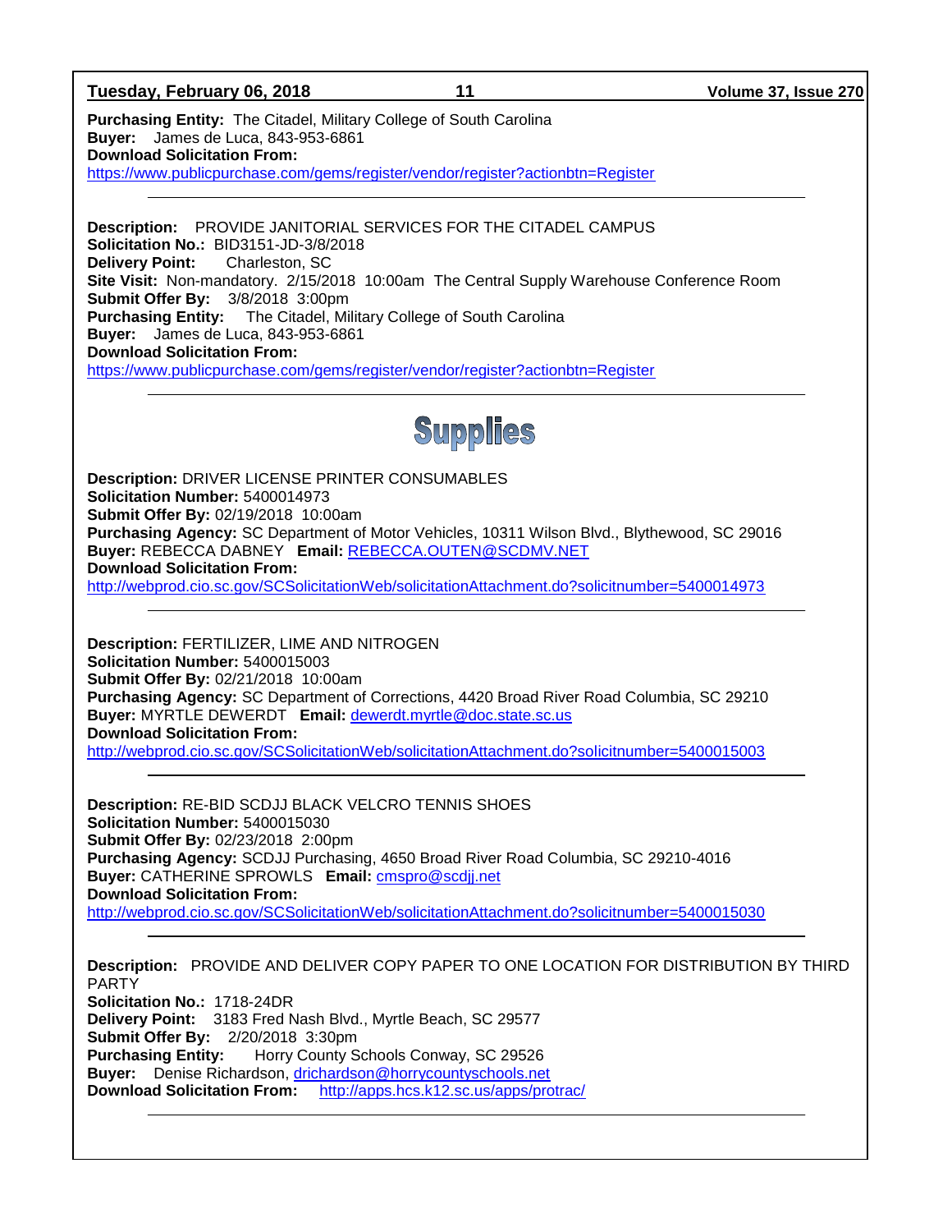**Purchasing Entity:** The Citadel, Military College of South Carolina
**Buyer:** James de Luca, 843-953-6861
**Download Solicitation From:**
https://www.publicpurchase.com/gems/register/vendor/register?actionbtn=Register

---

**Description:** PROVIDE JANITORIAL SERVICES FOR THE CITADEL CAMPUS
**Solicitation No.:** BID3151-JD-3/8/2018
**Delivery Point:** Charleston, SC
**Site Visit:** Non-mandatory. 2/15/2018 10:00am The Central Supply Warehouse Conference Room
**Submit Offer By:** 3/8/2018 3:00pm
**Purchasing Entity:** The Citadel, Military College of South Carolina
**Buyer:** James de Luca, 843-953-6861
**Download Solicitation From:**
https://www.publicpurchase.com/gems/register/vendor/register?actionbtn=Register

---

# Supplies

**Description:** DRIVER LICENSE PRINTER CONSUMABLES
**Solicitation Number:** 5400014973
**Submit Offer By:** 02/19/2018 10:00am
**Purchasing Agency:** SC Department of Motor Vehicles, 10311 Wilson Blvd., Blythewood, SC 29016
**Buyer:** REBECCA DABNEY **Email:** REBECCA.OUTEN@SCDMV.NET
**Download Solicitation From:**
http://webprod.cio.sc.gov/SCSolicitationWeb/solicitationAttachment.do?solicitnumber=5400014973

---

**Description:** FERTILIZER, LIME AND NITROGEN
**Solicitation Number:** 5400015003
**Submit Offer By:** 02/21/2018 10:00am
**Purchasing Agency:** SC Department of Corrections, 4420 Broad River Road Columbia, SC 29210
**Buyer:** MYRTLE DEWERDT **Email:** dewerdt.myrtle@doc.state.sc.us
**Download Solicitation From:**
http://webprod.cio.sc.gov/SCSolicitationWeb/solicitationAttachment.do?solicitnumber=5400015003

---

**Description:** RE-BID SCDJJ BLACK VELCRO TENNIS SHOES
**Solicitation Number:** 5400015030
**Submit Offer By:** 02/23/2018 2:00pm
**Purchasing Agency:** SCDJJ Purchasing, 4650 Broad River Road Columbia, SC 29210-4016
**Buyer:** CATHERINE SPROWLS **Email:** cmspro@scdjj.net
**Download Solicitation From:**
http://webprod.cio.sc.gov/SCSolicitationWeb/solicitationAttachment.do?solicitnumber=5400015030

---

**Description:** PROVIDE AND DELIVER COPY PAPER TO ONE LOCATION FOR DISTRIBUTION BY THIRD PARTY
**Solicitation No.:** 1718-24DR
**Delivery Point:** 3183 Fred Nash Blvd., Myrtle Beach, SC 29577
**Submit Offer By:** 2/20/2018 3:30pm
**Purchasing Entity:** Horry County Schools Conway, SC 29526
**Buyer:** Denise Richardson, drichardson@horrycountyschools.net
**Download Solicitation From:** http://apps.hcs.k12.sc.us/apps/protrac/

---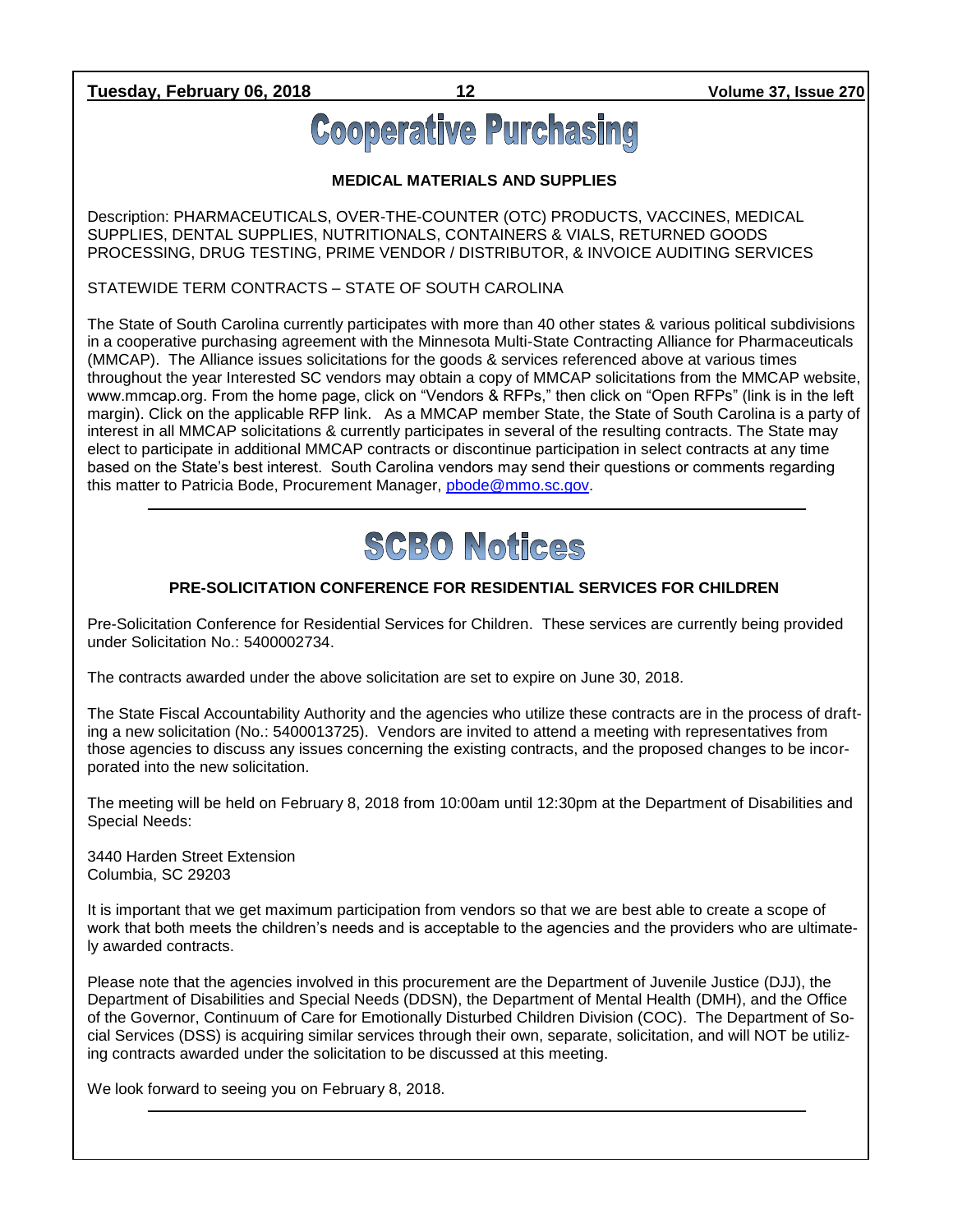# Cooperative Purchasing

### MEDICAL MATERIALS AND SUPPLIES

Description: PHARMACEUTICALS, OVER-THE-COUNTER (OTC) PRODUCTS, VACCINES, MEDICAL SUPPLIES, DENTAL SUPPLIES, NUTRITIONALS, CONTAINERS & VIALS, RETURNED GOODS PROCESSING, DRUG TESTING, PRIME VENDOR / DISTRIBUTOR, & INVOICE AUDITING SERVICES

STATEWIDE TERM CONTRACTS – STATE OF SOUTH CAROLINA

The State of South Carolina currently participates with more than 40 other states & various political subdivisions in a cooperative purchasing agreement with the Minnesota Multi-State Contracting Alliance for Pharmaceuticals (MMCAP). The Alliance issues solicitations for the goods & services referenced above at various times throughout the year Interested SC vendors may obtain a copy of MMCAP solicitations from the MMCAP website, www.mmcap.org. From the home page, click on "Vendors & RFPs," then click on "Open RFPs" (link is in the left margin). Click on the applicable RFP link. As a MMCAP member State, the State of South Carolina is a party of interest in all MMCAP solicitations & currently participates in several of the resulting contracts. The State may elect to participate in additional MMCAP contracts or discontinue participation in select contracts at any time based on the State's best interest. South Carolina vendors may send their questions or comments regarding this matter to Patricia Bode, Procurement Manager, pbode@mmo.sc.gov.

---

# SCBO Notices

### PRE-SOLICITATION CONFERENCE FOR RESIDENTIAL SERVICES FOR CHILDREN

Pre-Solicitation Conference for Residential Services for Children. These services are currently being provided under Solicitation No.: 5400002734.

The contracts awarded under the above solicitation are set to expire on June 30, 2018.

The State Fiscal Accountability Authority and the agencies who utilize these contracts are in the process of drafting a new solicitation (No.: 5400013725). Vendors are invited to attend a meeting with representatives from those agencies to discuss any issues concerning the existing contracts, and the proposed changes to be incorporated into the new solicitation.

The meeting will be held on February 8, 2018 from 10:00am until 12:30pm at the Department of Disabilities and Special Needs:

3440 Harden Street Extension
Columbia, SC 29203

It is important that we get maximum participation from vendors so that we are best able to create a scope of work that both meets the children's needs and is acceptable to the agencies and the providers who are ultimately awarded contracts.

Please note that the agencies involved in this procurement are the Department of Juvenile Justice (DJJ), the Department of Disabilities and Special Needs (DDSN), the Department of Mental Health (DMH), and the Office of the Governor, Continuum of Care for Emotionally Disturbed Children Division (COC). The Department of Social Services (DSS) is acquiring similar services through their own, separate, solicitation, and will NOT be utilizing contracts awarded under the solicitation to be discussed at this meeting.

We look forward to seeing you on February 8, 2018.

---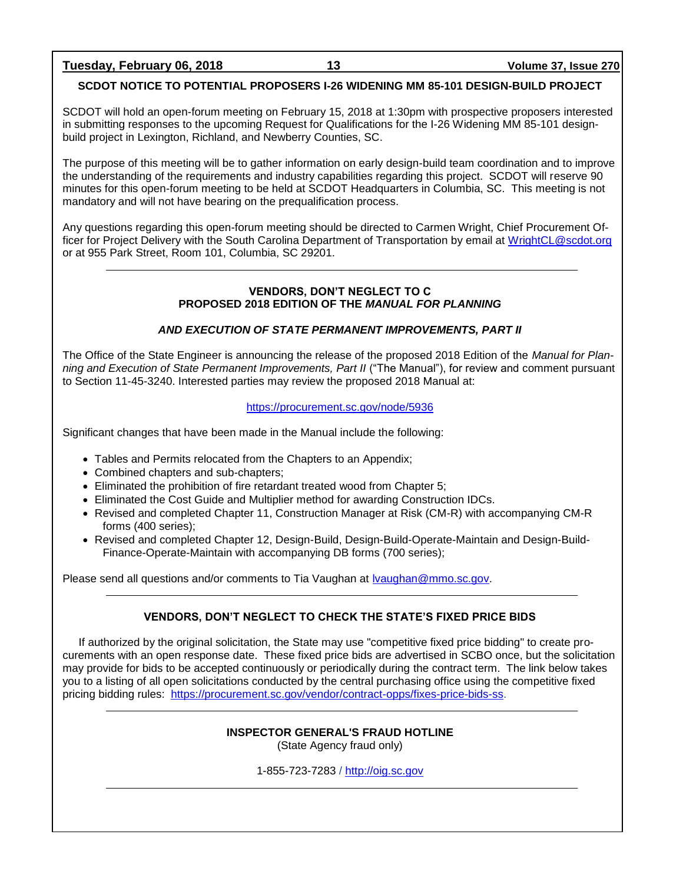## SCDOT NOTICE TO POTENTIAL PROPOSERS I-26 WIDENING MM 85-101 DESIGN-BUILD PROJECT

SCDOT will hold an open-forum meeting on February 15, 2018 at 1:30pm with prospective proposers interested in submitting responses to the upcoming Request for Qualifications for the I-26 Widening MM 85-101 design-build project in Lexington, Richland, and Newberry Counties, SC.

The purpose of this meeting will be to gather information on early design-build team coordination and to improve the understanding of the requirements and industry capabilities regarding this project. SCDOT will reserve 90 minutes for this open-forum meeting to be held at SCDOT Headquarters in Columbia, SC. This meeting is not mandatory and will not have bearing on the prequalification process.

Any questions regarding this open-forum meeting should be directed to Carmen Wright, Chief Procurement Officer for Project Delivery with the South Carolina Department of Transportation by email at WrightCL@scdot.org or at 955 Park Street, Room 101, Columbia, SC 29201.

---

## VENDORS, DON'T NEGLECT TO C
## PROPOSED 2018 EDITION OF THE *MANUAL FOR PLANNING*

## *AND EXECUTION OF STATE PERMANENT IMPROVEMENTS, PART II*

The Office of the State Engineer is announcing the release of the proposed 2018 Edition of the *Manual for Planning and Execution of State Permanent Improvements, Part II* ("The Manual"), for review and comment pursuant to Section 11-45-3240. Interested parties may review the proposed 2018 Manual at:

https://procurement.sc.gov/node/5936

Significant changes that have been made in the Manual include the following:

- Tables and Permits relocated from the Chapters to an Appendix;
- Combined chapters and sub-chapters;
- Eliminated the prohibition of fire retardant treated wood from Chapter 5;
- Eliminated the Cost Guide and Multiplier method for awarding Construction IDCs.
- Revised and completed Chapter 11, Construction Manager at Risk (CM-R) with accompanying CM-R forms (400 series);
- Revised and completed Chapter 12, Design-Build, Design-Build-Operate-Maintain and Design-Build-Finance-Operate-Maintain with accompanying DB forms (700 series);

Please send all questions and/or comments to Tia Vaughan at lvaughan@mmo.sc.gov.

---

## VENDORS, DON'T NEGLECT TO CHECK THE STATE'S FIXED PRICE BIDS

If authorized by the original solicitation, the State may use "competitive fixed price bidding" to create procurements with an open response date. These fixed price bids are advertised in SCBO once, but the solicitation may provide for bids to be accepted continuously or periodically during the contract term. The link below takes you to a listing of all open solicitations conducted by the central purchasing office using the competitive fixed pricing bidding rules: https://procurement.sc.gov/vendor/contract-opps/fixes-price-bids-ss.

---

## INSPECTOR GENERAL'S FRAUD HOTLINE

(State Agency fraud only)

1-855-723-7283 / http://oig.sc.gov

---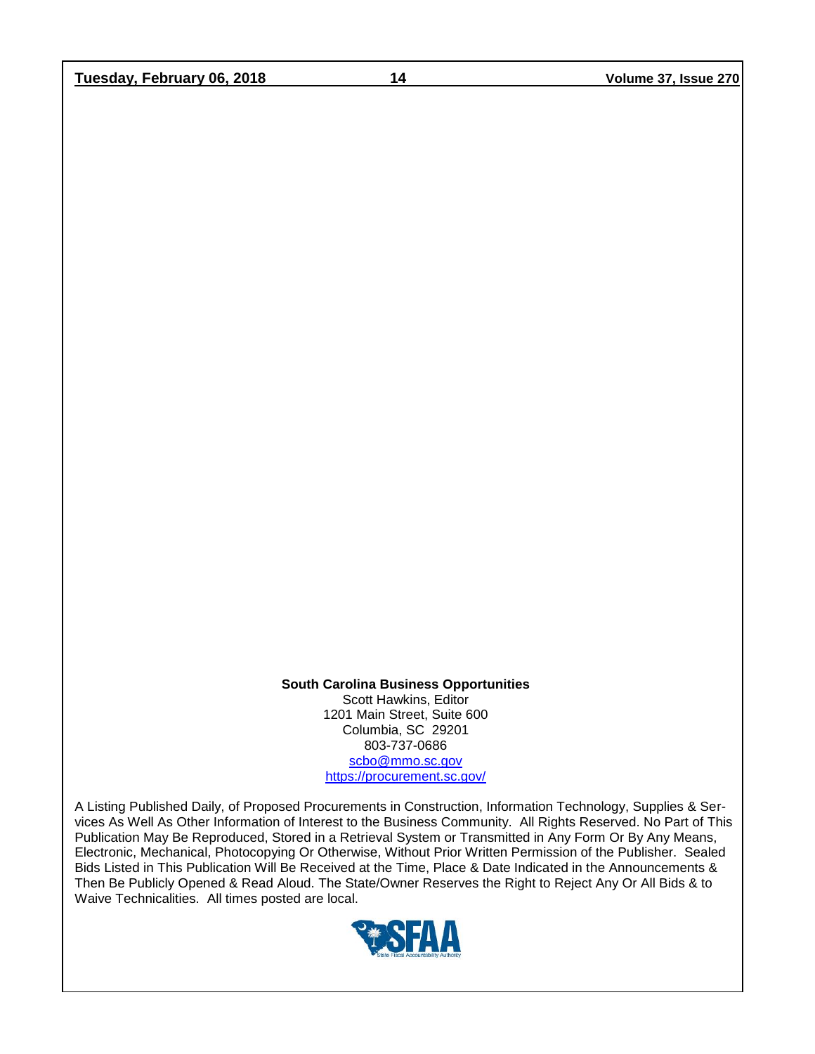**South Carolina Business Opportunities**

Scott Hawkins, Editor
1201 Main Street, Suite 600
Columbia, SC 29201
803-737-0686
scbo@mmo.sc.gov
https://procurement.sc.gov/

A Listing Published Daily, of Proposed Procurements in Construction, Information Technology, Supplies & Services As Well As Other Information of Interest to the Business Community. All Rights Reserved. No Part of This Publication May Be Reproduced, Stored in a Retrieval System or Transmitted in Any Form Or By Any Means, Electronic, Mechanical, Photocopying Or Otherwise, Without Prior Written Permission of the Publisher. Sealed Bids Listed in This Publication Will Be Received at the Time, Place & Date Indicated in the Announcements & Then Be Publicly Opened & Read Aloud. The State/Owner Reserves the Right to Reject Any Or All Bids & to Waive Technicalities. All times posted are local.

SFAA
State Fiscal Accountability Authority